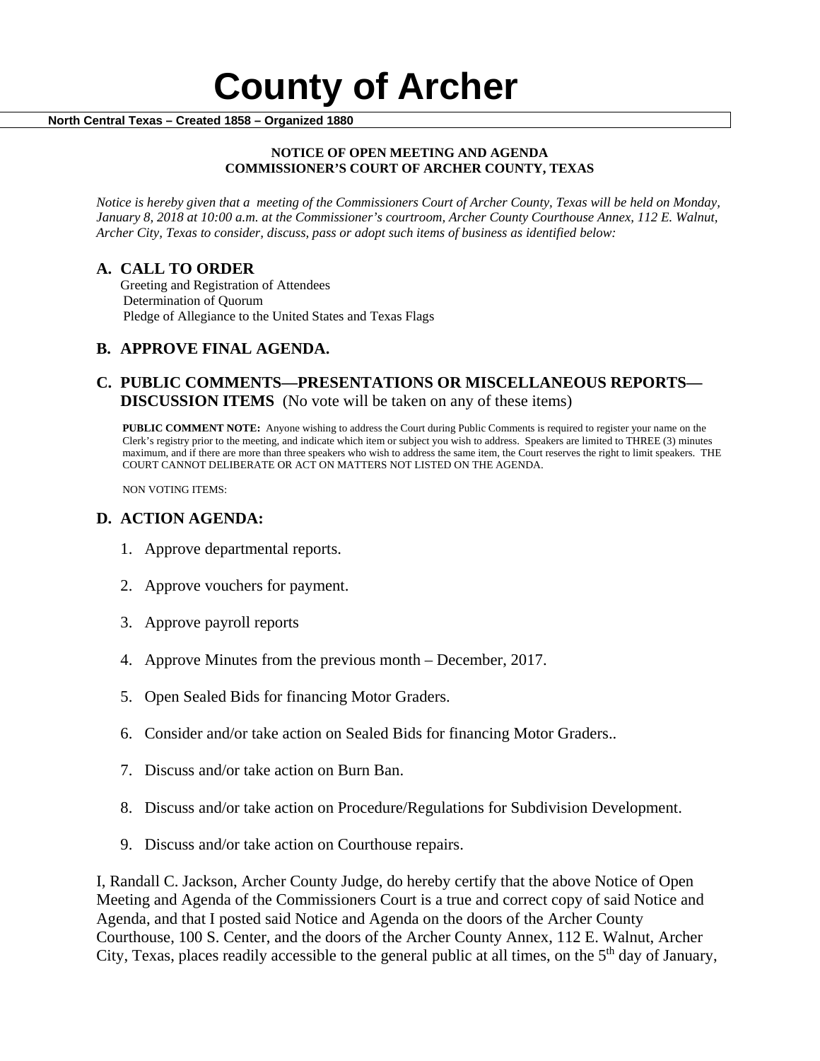# County of Archer

**North Central Texas – Created 1858 – Organized 1880**

**NOTICE OF OPEN MEETING AND AGENDA**
**COMMISSIONER'S COURT OF ARCHER COUNTY, TEXAS**

*Notice is hereby given that a meeting of the Commissioners Court of Archer County, Texas will be held on Monday, January 8, 2018 at 10:00 a.m. at the Commissioner's courtroom, Archer County Courthouse Annex, 112 E. Walnut, Archer City, Texas to consider, discuss, pass or adopt such items of business as identified below:*

## A. CALL TO ORDER

Greeting and Registration of Attendees
Determination of Quorum
Pledge of Allegiance to the United States and Texas Flags

## B. APPROVE FINAL AGENDA.

## C. PUBLIC COMMENTS—PRESENTATIONS OR MISCELLANEOUS REPORTS—DISCUSSION ITEMS (No vote will be taken on any of these items)

**PUBLIC COMMENT NOTE:** Anyone wishing to address the Court during Public Comments is required to register your name on the Clerk's registry prior to the meeting, and indicate which item or subject you wish to address. Speakers are limited to THREE (3) minutes maximum, and if there are more than three speakers who wish to address the same item, the Court reserves the right to limit speakers. THE COURT CANNOT DELIBERATE OR ACT ON MATTERS NOT LISTED ON THE AGENDA.

NON VOTING ITEMS:

## D. ACTION AGENDA:

1. Approve departmental reports.
2. Approve vouchers for payment.
3. Approve payroll reports
4. Approve Minutes from the previous month – December, 2017.
5. Open Sealed Bids for financing Motor Graders.
6. Consider and/or take action on Sealed Bids for financing Motor Graders..
7. Discuss and/or take action on Burn Ban.
8. Discuss and/or take action on Procedure/Regulations for Subdivision Development.
9. Discuss and/or take action on Courthouse repairs.

I, Randall C. Jackson, Archer County Judge, do hereby certify that the above Notice of Open Meeting and Agenda of the Commissioners Court is a true and correct copy of said Notice and Agenda, and that I posted said Notice and Agenda on the doors of the Archer County Courthouse, 100 S. Center, and the doors of the Archer County Annex, 112 E. Walnut, Archer City, Texas, places readily accessible to the general public at all times, on the 5th day of January,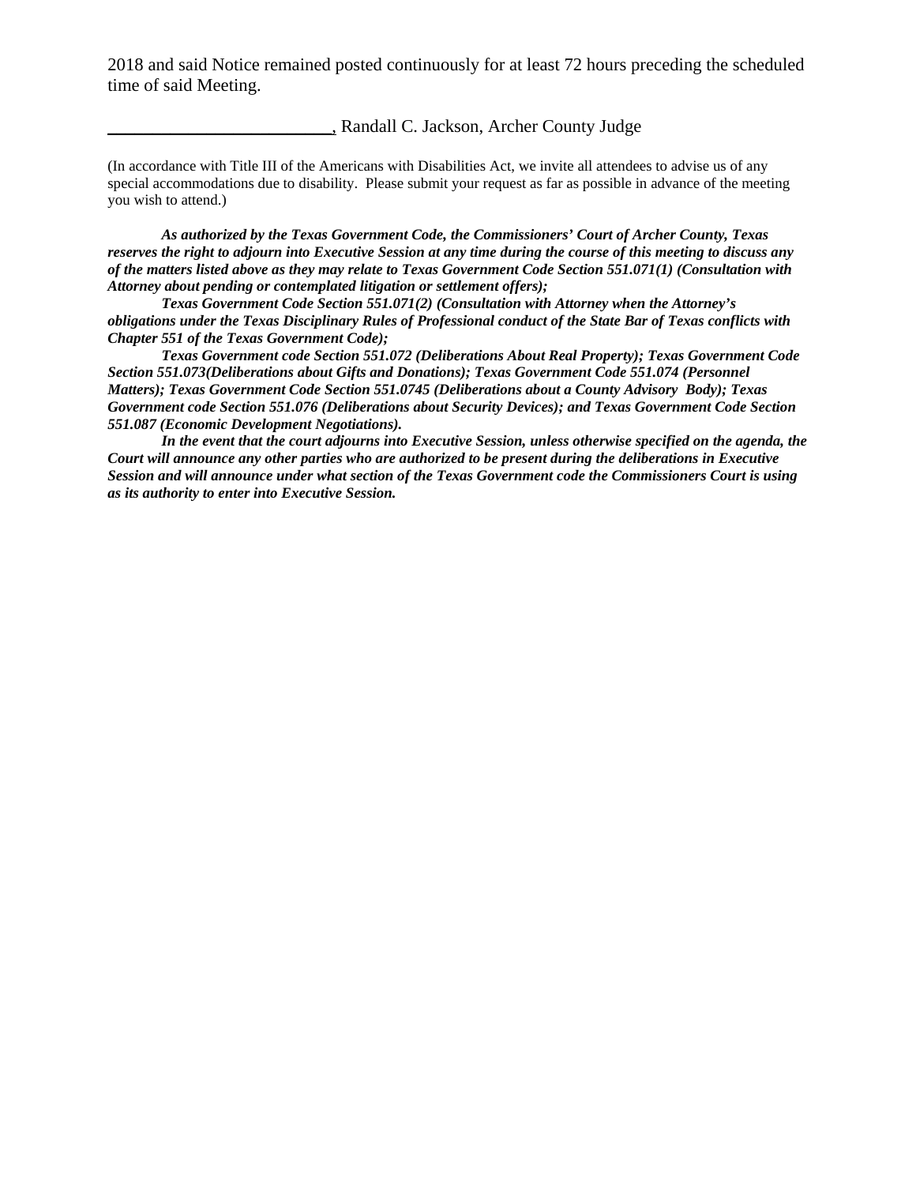2018 and said Notice remained posted continuously for at least 72 hours preceding the scheduled time of said Meeting.

__________________________, Randall C. Jackson, Archer County Judge

(In accordance with Title III of the Americans with Disabilities Act, we invite all attendees to advise us of any special accommodations due to disability. Please submit your request as far as possible in advance of the meeting you wish to attend.)

***As authorized by the Texas Government Code, the Commissioners' Court of Archer County, Texas reserves the right to adjourn into Executive Session at any time during the course of this meeting to discuss any of the matters listed above as they may relate to Texas Government Code Section 551.071(1) (Consultation with Attorney about pending or contemplated litigation or settlement offers);***

***Texas Government Code Section 551.071(2) (Consultation with Attorney when the Attorney's obligations under the Texas Disciplinary Rules of Professional conduct of the State Bar of Texas conflicts with Chapter 551 of the Texas Government Code);***

***Texas Government code Section 551.072 (Deliberations About Real Property); Texas Government Code Section 551.073(Deliberations about Gifts and Donations); Texas Government Code 551.074 (Personnel Matters); Texas Government Code Section 551.0745 (Deliberations about a County Advisory Body); Texas Government code Section 551.076 (Deliberations about Security Devices); and Texas Government Code Section 551.087 (Economic Development Negotiations).***

***In the event that the court adjourns into Executive Session, unless otherwise specified on the agenda, the Court will announce any other parties who are authorized to be present during the deliberations in Executive Session and will announce under what section of the Texas Government code the Commissioners Court is using as its authority to enter into Executive Session.***